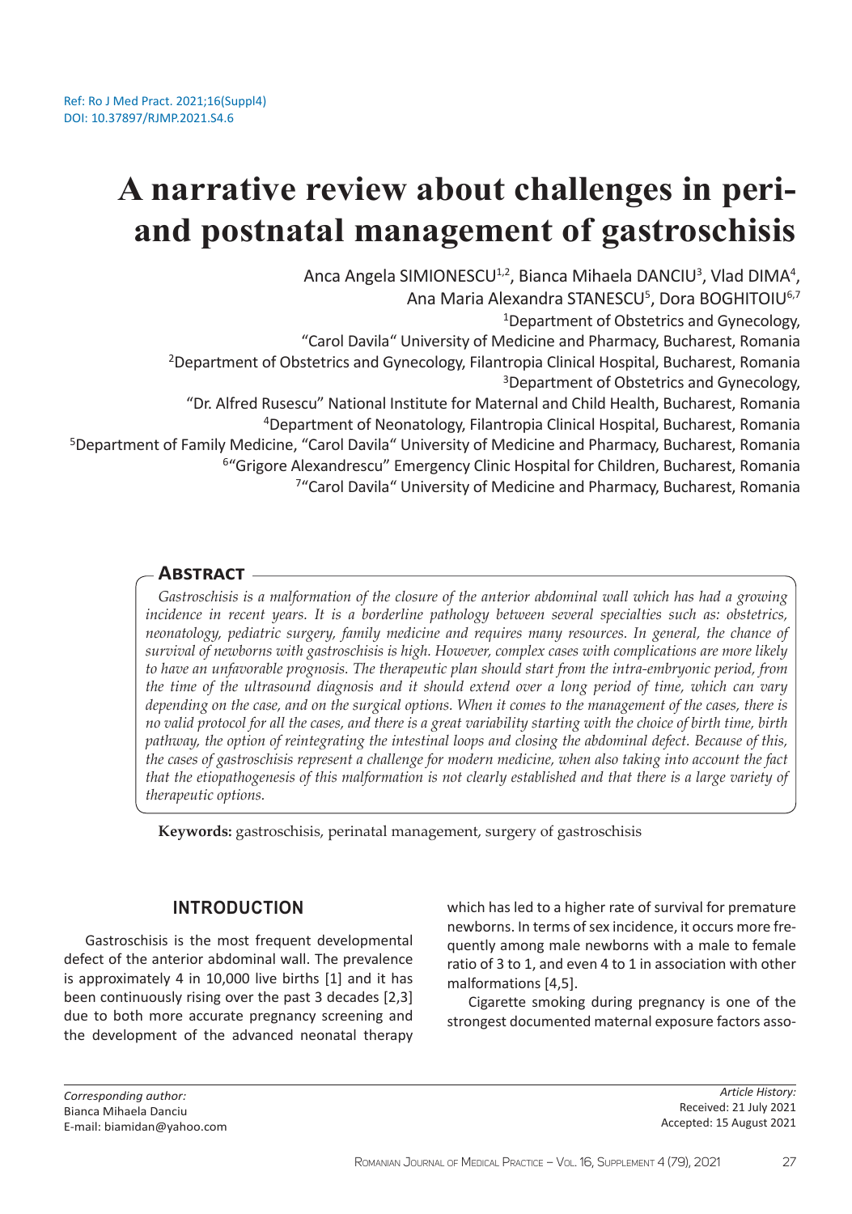Ref: Ro J Med Pract. 2021;16(Suppl4)
DOI: 10.37897/RJMP.2021.S4.6

# A narrative review about challenges in peri- and postnatal management of gastroschisis

Anca Angela SIMIONESCU[1,2], Bianca Mihaela DANCIU[3], Vlad DIMA[4], Ana Maria Alexandra STANESCU[5], Dora BOGHITOIU[6,7]

[1]Department of Obstetrics and Gynecology, "Carol Davila" University of Medicine and Pharmacy, Bucharest, Romania
[2]Department of Obstetrics and Gynecology, Filantropia Clinical Hospital, Bucharest, Romania
[3]Department of Obstetrics and Gynecology, "Dr. Alfred Rusescu" National Institute for Maternal and Child Health, Bucharest, Romania
[4]Department of Neonatology, Filantropia Clinical Hospital, Bucharest, Romania
[5]Department of Family Medicine, "Carol Davila" University of Medicine and Pharmacy, Bucharest, Romania
[6]"Grigore Alexandrescu" Emergency Clinic Hospital for Children, Bucharest, Romania
[7]"Carol Davila" University of Medicine and Pharmacy, Bucharest, Romania

## Abstract

*Gastroschisis is a malformation of the closure of the anterior abdominal wall which has had a growing incidence in recent years. It is a borderline pathology between several specialties such as: obstetrics, neonatology, pediatric surgery, family medicine and requires many resources. In general, the chance of survival of newborns with gastroschisis is high. However, complex cases with complications are more likely to have an unfavorable prognosis. The therapeutic plan should start from the intra-embryonic period, from the time of the ultrasound diagnosis and it should extend over a long period of time, which can vary depending on the case, and on the surgical options. When it comes to the management of the cases, there is no valid protocol for all the cases, and there is a great variability starting with the choice of birth time, birth pathway, the option of reintegrating the intestinal loops and closing the abdominal defect. Because of this, the cases of gastroschisis represent a challenge for modern medicine, when also taking into account the fact that the etiopathogenesis of this malformation is not clearly established and that there is a large variety of therapeutic options.*

**Keywords:** gastroschisis, perinatal management, surgery of gastroschisis

## INTRODUCTION

Gastroschisis is the most frequent developmental defect of the anterior abdominal wall. The prevalence is approximately 4 in 10,000 live births [1] and it has been continuously rising over the past 3 decades [2,3] due to both more accurate pregnancy screening and the development of the advanced neonatal therapy which has led to a higher rate of survival for premature newborns. In terms of sex incidence, it occurs more frequently among male newborns with a male to female ratio of 3 to 1, and even 4 to 1 in association with other malformations [4,5].

Cigarette smoking during pregnancy is one of the strongest documented maternal exposure factors asso-

*Corresponding author:*
Bianca Mihaela Danciu
E-mail: biamidan@yahoo.com

*Article History:*
Received: 21 July 2021
Accepted: 15 August 2021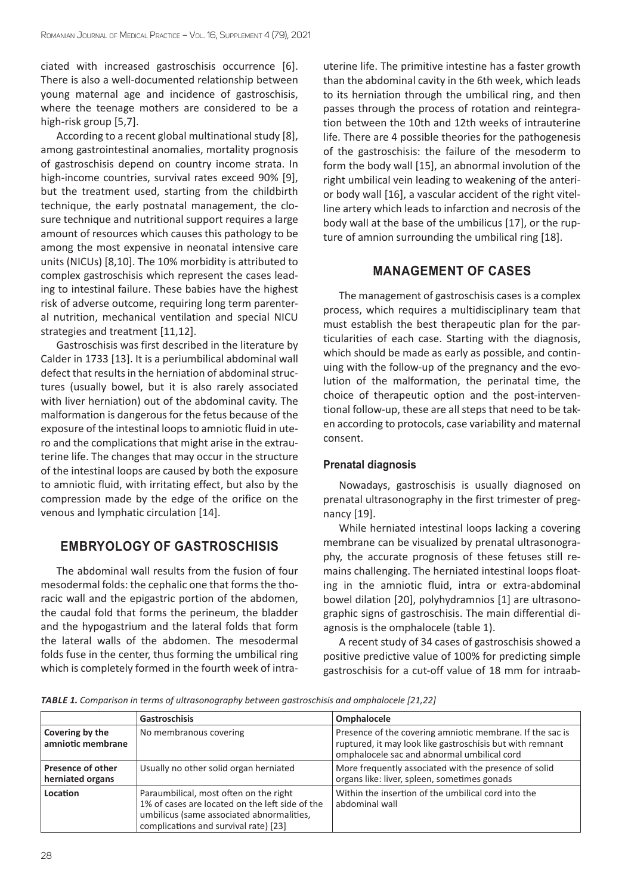ciated with increased gastroschisis occurrence [6]. There is also a well-documented relationship between young maternal age and incidence of gastroschisis, where the teenage mothers are considered to be a high-risk group [5,7].

According to a recent global multinational study [8], among gastrointestinal anomalies, mortality prognosis of gastroschisis depend on country income strata. In high-income countries, survival rates exceed 90% [9], but the treatment used, starting from the childbirth technique, the early postnatal management, the closure technique and nutritional support requires a large amount of resources which causes this pathology to be among the most expensive in neonatal intensive care units (NICUs) [8,10]. The 10% morbidity is attributed to complex gastroschisis which represent the cases leading to intestinal failure. These babies have the highest risk of adverse outcome, requiring long term parenteral nutrition, mechanical ventilation and special NICU strategies and treatment [11,12].

Gastroschisis was first described in the literature by Calder in 1733 [13]. It is a periumbilical abdominal wall defect that results in the herniation of abdominal structures (usually bowel, but it is also rarely associated with liver herniation) out of the abdominal cavity. The malformation is dangerous for the fetus because of the exposure of the intestinal loops to amniotic fluid in utero and the complications that might arise in the extrauterine life. The changes that may occur in the structure of the intestinal loops are caused by both the exposure to amniotic fluid, with irritating effect, but also by the compression made by the edge of the orifice on the venous and lymphatic circulation [14].

## EMBRYOLOGY OF GASTROSCHISIS

The abdominal wall results from the fusion of four mesodermal folds: the cephalic one that forms the thoracic wall and the epigastric portion of the abdomen, the caudal fold that forms the perineum, the bladder and the hypogastrium and the lateral folds that form the lateral walls of the abdomen. The mesodermal folds fuse in the center, thus forming the umbilical ring which is completely formed in the fourth week of intrauterine life. The primitive intestine has a faster growth than the abdominal cavity in the 6th week, which leads to its herniation through the umbilical ring, and then passes through the process of rotation and reintegration between the 10th and 12th weeks of intrauterine life. There are 4 possible theories for the pathogenesis of the gastroschisis: the failure of the mesoderm to form the body wall [15], an abnormal involution of the right umbilical vein leading to weakening of the anterior body wall [16], a vascular accident of the right vitelline artery which leads to infarction and necrosis of the body wall at the base of the umbilicus [17], or the rupture of amnion surrounding the umbilical ring [18].

## MANAGEMENT OF CASES

The management of gastroschisis cases is a complex process, which requires a multidisciplinary team that must establish the best therapeutic plan for the particularities of each case. Starting with the diagnosis, which should be made as early as possible, and continuing with the follow-up of the pregnancy and the evolution of the malformation, the perinatal time, the choice of therapeutic option and the post-interventional follow-up, these are all steps that need to be taken according to protocols, case variability and maternal consent.

### Prenatal diagnosis

Nowadays, gastroschisis is usually diagnosed on prenatal ultrasonography in the first trimester of pregnancy [19].

While herniated intestinal loops lacking a covering membrane can be visualized by prenatal ultrasonography, the accurate prognosis of these fetuses still remains challenging. The herniated intestinal loops floating in the amniotic fluid, intra or extra-abdominal bowel dilation [20], polyhydramnios [1] are ultrasonographic signs of gastroschisis. The main differential diagnosis is the omphalocele (table 1).

A recent study of 34 cases of gastroschisis showed a positive predictive value of 100% for predicting simple gastroschisis for a cut-off value of 18 mm for intraab-

*TABLE 1. Comparison in terms of ultrasonography between gastroschisis and omphalocele [21,22]*

| | Gastroschisis | Omphalocele |
|---|---|---|
| **Covering by the amniotic membrane** | No membranous covering | Presence of the covering amniotic membrane. If the sac is ruptured, it may look like gastroschisis but with remnant omphalocele sac and abnormal umbilical cord |
| **Presence of other herniated organs** | Usually no other solid organ herniated | More frequently associated with the presence of solid organs like: liver, spleen, sometimes gonads |
| **Location** | Paraumbilical, most often on the right 1% of cases are located on the left side of the umbilicus (same associated abnormalities, complications and survival rate) [23] | Within the insertion of the umbilical cord into the abdominal wall |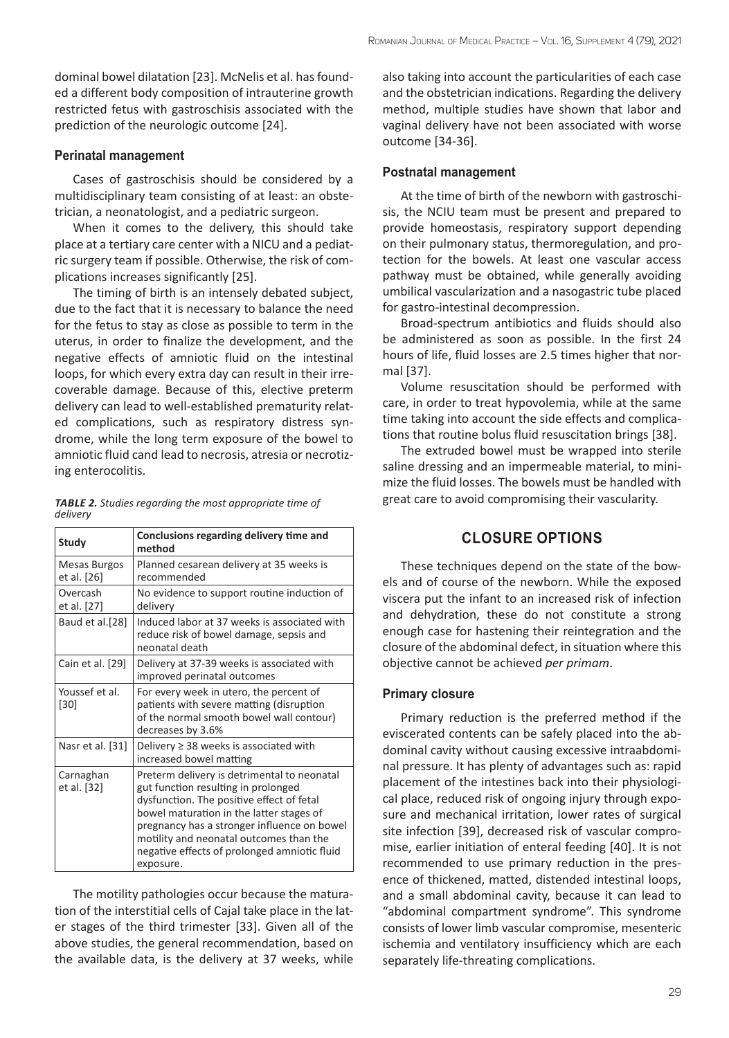dominal bowel dilatation [23]. McNelis et al. has founded a different body composition of intrauterine growth restricted fetus with gastroschisis associated with the prediction of the neurologic outcome [24].

### Perinatal management

Cases of gastroschisis should be considered by a multidisciplinary team consisting of at least: an obstetrician, a neonatologist, and a pediatric surgeon.

When it comes to the delivery, this should take place at a tertiary care center with a NICU and a pediatric surgery team if possible. Otherwise, the risk of complications increases significantly [25].

The timing of birth is an intensely debated subject, due to the fact that it is necessary to balance the need for the fetus to stay as close as possible to term in the uterus, in order to finalize the development, and the negative effects of amniotic fluid on the intestinal loops, for which every extra day can result in their irrecoverable damage. Because of this, elective preterm delivery can lead to well-established prematurity related complications, such as respiratory distress syndrome, while the long term exposure of the bowel to amniotic fluid cand lead to necrosis, atresia or necrotizing enterocolitis.

***TABLE 2.*** *Studies regarding the most appropriate time of delivery*

| Study | Conclusions regarding delivery time and method |
|---|---|
| Mesas Burgos et al. [26] | Planned cesarean delivery at 35 weeks is recommended |
| Overcash et al. [27] | No evidence to support routine induction of delivery |
| Baud et al.[28] | Induced labor at 37 weeks is associated with reduce risk of bowel damage, sepsis and neonatal death |
| Cain et al. [29] | Delivery at 37-39 weeks is associated with improved perinatal outcomes |
| Youssef et al. [30] | For every week in utero, the percent of patients with severe matting (disruption of the normal smooth bowel wall contour) decreases by 3.6% |
| Nasr et al. [31] | Delivery ≥ 38 weeks is associated with increased bowel matting |
| Carnaghan et al. [32] | Preterm delivery is detrimental to neonatal gut function resulting in prolonged dysfunction. The positive effect of fetal bowel maturation in the latter stages of pregnancy has a stronger influence on bowel motility and neonatal outcomes than the negative effects of prolonged amniotic fluid exposure. |

The motility pathologies occur because the maturation of the interstitial cells of Cajal take place in the later stages of the third trimester [33]. Given all of the above studies, the general recommendation, based on the available data, is the delivery at 37 weeks, while also taking into account the particularities of each case and the obstetrician indications. Regarding the delivery method, multiple studies have shown that labor and vaginal delivery have not been associated with worse outcome [34-36].

### Postnatal management

At the time of birth of the newborn with gastroschisis, the NCIU team must be present and prepared to provide homeostasis, respiratory support depending on their pulmonary status, thermoregulation, and protection for the bowels. At least one vascular access pathway must be obtained, while generally avoiding umbilical vascularization and a nasogastric tube placed for gastro-intestinal decompression.

Broad-spectrum antibiotics and fluids should also be administered as soon as possible. In the first 24 hours of life, fluid losses are 2.5 times higher that normal [37].

Volume resuscitation should be performed with care, in order to treat hypovolemia, while at the same time taking into account the side effects and complications that routine bolus fluid resuscitation brings [38].

The extruded bowel must be wrapped into sterile saline dressing and an impermeable material, to minimize the fluid losses. The bowels must be handled with great care to avoid compromising their vascularity.

## CLOSURE OPTIONS

These techniques depend on the state of the bowels and of course of the newborn. While the exposed viscera put the infant to an increased risk of infection and dehydration, these do not constitute a strong enough case for hastening their reintegration and the closure of the abdominal defect, in situation where this objective cannot be achieved *per primam*.

### Primary closure

Primary reduction is the preferred method if the eviscerated contents can be safely placed into the abdominal cavity without causing excessive intraabdominal pressure. It has plenty of advantages such as: rapid placement of the intestines back into their physiological place, reduced risk of ongoing injury through exposure and mechanical irritation, lower rates of surgical site infection [39], decreased risk of vascular compromise, earlier initiation of enteral feeding [40]. It is not recommended to use primary reduction in the presence of thickened, matted, distended intestinal loops, and a small abdominal cavity, because it can lead to "abdominal compartment syndrome". This syndrome consists of lower limb vascular compromise, mesenteric ischemia and ventilatory insufficiency which are each separately life-threating complications.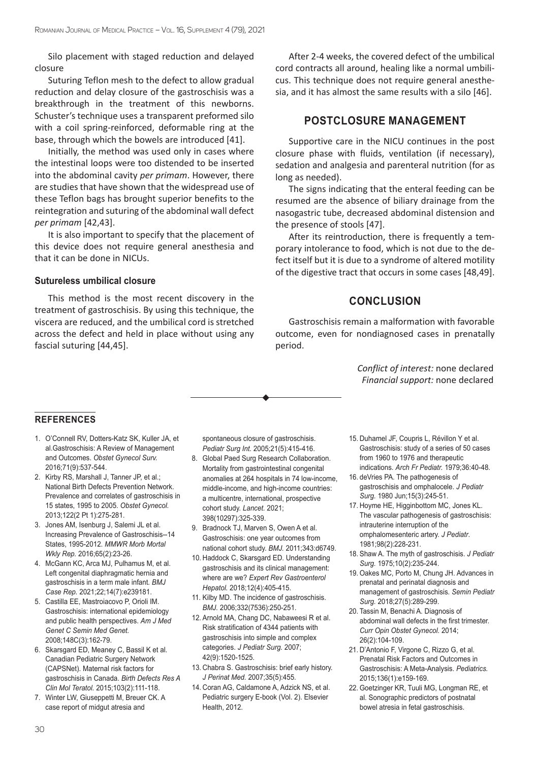Silo placement with staged reduction and delayed closure

Suturing Teflon mesh to the defect to allow gradual reduction and delay closure of the gastroschisis was a breakthrough in the treatment of this newborns. Schuster's technique uses a transparent preformed silo with a coil spring-reinforced, deformable ring at the base, through which the bowels are introduced [41].

Initially, the method was used only in cases where the intestinal loops were too distended to be inserted into the abdominal cavity *per primam*. However, there are studies that have shown that the widespread use of these Teflon bags has brought superior benefits to the reintegration and suturing of the abdominal wall defect *per primam* [42,43].

It is also important to specify that the placement of this device does not require general anesthesia and that it can be done in NICUs.

### Sutureless umbilical closure

This method is the most recent discovery in the treatment of gastroschisis. By using this technique, the viscera are reduced, and the umbilical cord is stretched across the defect and held in place without using any fascial suturing [44,45].

After 2-4 weeks, the covered defect of the umbilical cord contracts all around, healing like a normal umbilicus. This technique does not require general anesthesia, and it has almost the same results with a silo [46].

## POSTCLOSURE MANAGEMENT

Supportive care in the NICU continues in the post closure phase with fluids, ventilation (if necessary), sedation and analgesia and parenteral nutrition (for as long as needed).

The signs indicating that the enteral feeding can be resumed are the absence of biliary drainage from the nasogastric tube, decreased abdominal distension and the presence of stools [47].

After its reintroduction, there is frequently a temporary intolerance to food, which is not due to the defect itself but it is due to a syndrome of altered motility of the digestive tract that occurs in some cases [48,49].

## CONCLUSION

Gastroschisis remain a malformation with favorable outcome, even for nondiagnosed cases in prenatally period.

*Conflict of interest:* none declared
*Financial support:* none declared

## REFERENCES

1. O'Connell RV, Dotters-Katz SK, Kuller JA, et al.Gastroschisis: A Review of Management and Outcomes. *Obstet Gynecol Surv.* 2016;71(9):537-544.
2. Kirby RS, Marshall J, Tanner JP, et al.; National Birth Defects Prevention Network. Prevalence and correlates of gastroschisis in 15 states, 1995 to 2005. *Obstet Gynecol.* 2013;122(2 Pt 1):275-281.
3. Jones AM, Isenburg J, Salemi JL et al. Increasing Prevalence of Gastroschisis--14 States, 1995-2012. *MMWR Morb Mortal Wkly Rep.* 2016;65(2):23-26.
4. McGann KC, Arca MJ, Pulhamus M, et al. Left congenital diaphragmatic hernia and gastroschisis in a term male infant. *BMJ Case Rep.* 2021;22;14(7):e239181.
5. Castilla EE, Mastroiacovo P, Orioli IM. Gastroschisis: international epidemiology and public health perspectives. *Am J Med Genet C Semin Med Genet.* 2008;148C(3):162-79.
6. Skarsgard ED, Meaney C, Bassil K et al. Canadian Pediatric Surgery Network (CAPSNet). Maternal risk factors for gastroschisis in Canada. *Birth Defects Res A Clin Mol Teratol.* 2015;103(2):111-118.
7. Winter LW, Giuseppetti M, Breuer CK. A case report of midgut atresia and spontaneous closure of gastroschisis. *Pediatr Surg Int.* 2005;21(5):415-416.
8. Global Paed Surg Research Collaboration. Mortality from gastrointestinal congenital anomalies at 264 hospitals in 74 low-income, middle-income, and high-income countries: a multicentre, international, prospective cohort study. *Lancet.* 2021; 398(10297):325-339.
9. Bradnock TJ, Marven S, Owen A et al. Gastroschisis: one year outcomes from national cohort study. *BMJ.* 2011;343:d6749.
10. Haddock C, Skarsgard ED. Understanding gastroschisis and its clinical management: where are we? *Expert Rev Gastroenterol Hepatol.* 2018;12(4):405-415.
11. Kilby MD. The incidence of gastroschisis. *BMJ.* 2006;332(7536):250-251.
12. Arnold MA, Chang DC, Nabaweesi R et al. Risk stratification of 4344 patients with gastroschisis into simple and complex categories. *J Pediatr Surg.* 2007; 42(9):1520-1525.
13. Chabra S. Gastroschisis: brief early history. *J Perinat Med.* 2007;35(5):455.
14. Coran AG, Caldamone A, Adzick NS, et al. Pediatric surgery E-book (Vol. 2). Elsevier Health, 2012.
15. Duhamel JF, Coupris L, Révillon Y et al. Gastroschisis: study of a series of 50 cases from 1960 to 1976 and therapeutic indications. *Arch Fr Pediatr.* 1979;36:40-48.
16. deVries PA. The pathogenesis of gastroschisis and omphalocele. *J Pediatr Surg.* 1980 Jun;15(3):245-51.
17. Hoyme HE, Higginbottom MC, Jones KL. The vascular pathogenesis of gastroschisis: intrauterine interruption of the omphalomesenteric artery. *J Pediatr.* 1981;98(2):228-231.
18. Shaw A. The myth of gastroschisis. *J Pediatr Surg.* 1975;10(2):235-244.
19. Oakes MC, Porto M, Chung JH. Advances in prenatal and perinatal diagnosis and management of gastroschisis. *Semin Pediatr Surg.* 2018;27(5):289-299.
20. Tassin M, Benachi A. Diagnosis of abdominal wall defects in the first trimester. *Curr Opin Obstet Gynecol.* 2014; 26(2):104-109.
21. D'Antonio F, Virgone C, Rizzo G, et al. Prenatal Risk Factors and Outcomes in Gastroschisis: A Meta-Analysis. *Pediatrics.* 2015;136(1):e159-169.
22. Goetzinger KR, Tuuli MG, Longman RE, et al. Sonographic predictors of postnatal bowel atresia in fetal gastroschisis.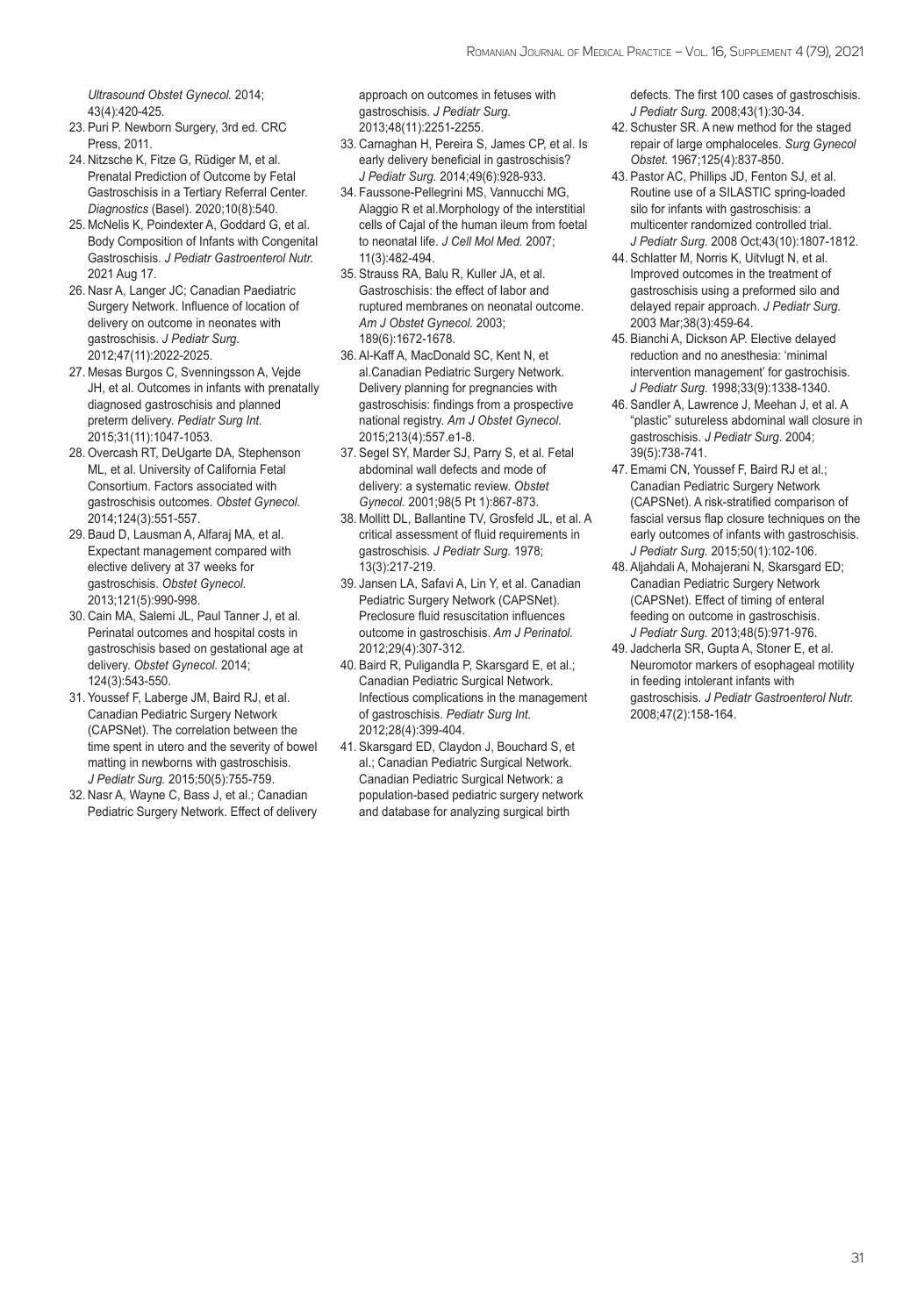*Ultrasound Obstet Gynecol.* 2014; 43(4):420-425.

23. Puri P. Newborn Surgery, 3rd ed. CRC Press, 2011.
24. Nitzsche K, Fitze G, Rüdiger M, et al. Prenatal Prediction of Outcome by Fetal Gastroschisis in a Tertiary Referral Center. *Diagnostics* (Basel). 2020;10(8):540.
25. McNelis K, Poindexter A, Goddard G, et al. Body Composition of Infants with Congenital Gastroschisis. *J Pediatr Gastroenterol Nutr.* 2021 Aug 17.
26. Nasr A, Langer JC; Canadian Paediatric Surgery Network. Influence of location of delivery on outcome in neonates with gastroschisis. *J Pediatr Surg.* 2012;47(11):2022-2025.
27. Mesas Burgos C, Svenningsson A, Vejde JH, et al. Outcomes in infants with prenatally diagnosed gastroschisis and planned preterm delivery. *Pediatr Surg Int.* 2015;31(11):1047-1053.
28. Overcash RT, DeUgarte DA, Stephenson ML, et al. University of California Fetal Consortium. Factors associated with gastroschisis outcomes. *Obstet Gynecol.* 2014;124(3):551-557.
29. Baud D, Lausman A, Alfaraj MA, et al. Expectant management compared with elective delivery at 37 weeks for gastroschisis. *Obstet Gynecol.* 2013;121(5):990-998.
30. Cain MA, Salemi JL, Paul Tanner J, et al. Perinatal outcomes and hospital costs in gastroschisis based on gestational age at delivery. *Obstet Gynecol.* 2014; 124(3):543-550.
31. Youssef F, Laberge JM, Baird RJ, et al. Canadian Pediatric Surgery Network (CAPSNet). The correlation between the time spent in utero and the severity of bowel matting in newborns with gastroschisis. *J Pediatr Surg.* 2015;50(5):755-759.
32. Nasr A, Wayne C, Bass J, et al.; Canadian Pediatric Surgery Network. Effect of delivery approach on outcomes in fetuses with gastroschisis. *J Pediatr Surg.* 2013;48(11):2251-2255.
33. Carnaghan H, Pereira S, James CP, et al. Is early delivery beneficial in gastroschisis? *J Pediatr Surg.* 2014;49(6):928-933.
34. Faussone-Pellegrini MS, Vannucchi MG, Alaggio R et al.Morphology of the interstitial cells of Cajal of the human ileum from foetal to neonatal life. *J Cell Mol Med.* 2007; 11(3):482-494.
35. Strauss RA, Balu R, Kuller JA, et al. Gastroschisis: the effect of labor and ruptured membranes on neonatal outcome. *Am J Obstet Gynecol.* 2003; 189(6):1672-1678.
36. Al-Kaff A, MacDonald SC, Kent N, et al.Canadian Pediatric Surgery Network. Delivery planning for pregnancies with gastroschisis: findings from a prospective national registry. *Am J Obstet Gynecol.* 2015;213(4):557.e1-8.
37. Segel SY, Marder SJ, Parry S, et al. Fetal abdominal wall defects and mode of delivery: a systematic review. *Obstet Gynecol.* 2001;98(5 Pt 1):867-873.
38. Mollitt DL, Ballantine TV, Grosfeld JL, et al. A critical assessment of fluid requirements in gastroschisis. *J Pediatr Surg.* 1978; 13(3):217-219.
39. Jansen LA, Safavi A, Lin Y, et al. Canadian Pediatric Surgery Network (CAPSNet). Preclosure fluid resuscitation influences outcome in gastroschisis. *Am J Perinatol.* 2012;29(4):307-312.
40. Baird R, Puligandla P, Skarsgard E, et al.; Canadian Pediatric Surgical Network. Infectious complications in the management of gastroschisis. *Pediatr Surg Int.* 2012;28(4):399-404.
41. Skarsgard ED, Claydon J, Bouchard S, et al.; Canadian Pediatric Surgical Network. Canadian Pediatric Surgical Network: a population-based pediatric surgery network and database for analyzing surgical birth defects. The first 100 cases of gastroschisis. *J Pediatr Surg.* 2008;43(1):30-34.
42. Schuster SR. A new method for the staged repair of large omphaloceles. *Surg Gynecol Obstet.* 1967;125(4):837-850.
43. Pastor AC, Phillips JD, Fenton SJ, et al. Routine use of a SILASTIC spring-loaded silo for infants with gastroschisis: a multicenter randomized controlled trial. *J Pediatr Surg.* 2008 Oct;43(10):1807-1812.
44. Schlatter M, Norris K, Uitvlugt N, et al. Improved outcomes in the treatment of gastroschisis using a preformed silo and delayed repair approach. *J Pediatr Surg.* 2003 Mar;38(3):459-64.
45. Bianchi A, Dickson AP. Elective delayed reduction and no anesthesia: 'minimal intervention management' for gastrochisis. *J Pediatr Surg.* 1998;33(9):1338-1340.
46. Sandler A, Lawrence J, Meehan J, et al. A "plastic" sutureless abdominal wall closure in gastroschisis. *J Pediatr Surg*. 2004; 39(5):738-741.
47. Emami CN, Youssef F, Baird RJ et al.; Canadian Pediatric Surgery Network (CAPSNet). A risk-stratified comparison of fascial versus flap closure techniques on the early outcomes of infants with gastroschisis. *J Pediatr Surg.* 2015;50(1):102-106.
48. Aljahdali A, Mohajerani N, Skarsgard ED; Canadian Pediatric Surgery Network (CAPSNet). Effect of timing of enteral feeding on outcome in gastroschisis. *J Pediatr Surg.* 2013;48(5):971-976.
49. Jadcherla SR, Gupta A, Stoner E, et al. Neuromotor markers of esophageal motility in feeding intolerant infants with gastroschisis. *J Pediatr Gastroenterol Nutr.* 2008;47(2):158-164.